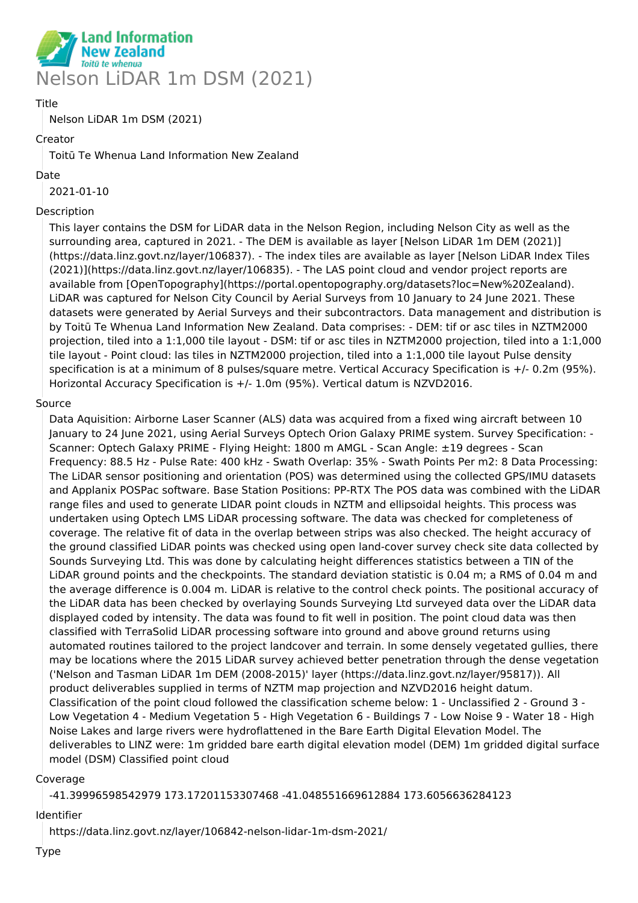Land Information New Zealand
*Toitū te whenua*

# Nelson LiDAR 1m DSM (2021)

Title

Nelson LiDAR 1m DSM (2021)

Creator

Toitū Te Whenua Land Information New Zealand

Date

2021-01-10

Description

This layer contains the DSM for LiDAR data in the Nelson Region, including Nelson City as well as the surrounding area, captured in 2021. - The DEM is available as layer [Nelson LiDAR 1m DEM (2021)](https://data.linz.govt.nz/layer/106837). - The index tiles are available as layer [Nelson LiDAR Index Tiles (2021)](https://data.linz.govt.nz/layer/106835). - The LAS point cloud and vendor project reports are available from [OpenTopography](https://portal.opentopography.org/datasets?loc=New%20Zealand). LiDAR was captured for Nelson City Council by Aerial Surveys from 10 January to 24 June 2021. These datasets were generated by Aerial Surveys and their subcontractors. Data management and distribution is by Toitū Te Whenua Land Information New Zealand. Data comprises: - DEM: tif or asc tiles in NZTM2000 projection, tiled into a 1:1,000 tile layout - DSM: tif or asc tiles in NZTM2000 projection, tiled into a 1:1,000 tile layout - Point cloud: las tiles in NZTM2000 projection, tiled into a 1:1,000 tile layout Pulse density specification is at a minimum of 8 pulses/square metre. Vertical Accuracy Specification is +/- 0.2m (95%). Horizontal Accuracy Specification is +/- 1.0m (95%). Vertical datum is NZVD2016.

Source

Data Aquisition: Airborne Laser Scanner (ALS) data was acquired from a fixed wing aircraft between 10 January to 24 June 2021, using Aerial Surveys Optech Orion Galaxy PRIME system. Survey Specification: - Scanner: Optech Galaxy PRIME - Flying Height: 1800 m AMGL - Scan Angle: ±19 degrees - Scan Frequency: 88.5 Hz - Pulse Rate: 400 kHz - Swath Overlap: 35% - Swath Points Per m2: 8 Data Processing: The LiDAR sensor positioning and orientation (POS) was determined using the collected GPS/IMU datasets and Applanix POSPac software. Base Station Positions: PP-RTX The POS data was combined with the LiDAR range files and used to generate LIDAR point clouds in NZTM and ellipsoidal heights. This process was undertaken using Optech LMS LiDAR processing software. The data was checked for completeness of coverage. The relative fit of data in the overlap between strips was also checked. The height accuracy of the ground classified LiDAR points was checked using open land-cover survey check site data collected by Sounds Surveying Ltd. This was done by calculating height differences statistics between a TIN of the LiDAR ground points and the checkpoints. The standard deviation statistic is 0.04 m; a RMS of 0.04 m and the average difference is 0.004 m. LiDAR is relative to the control check points. The positional accuracy of the LiDAR data has been checked by overlaying Sounds Surveying Ltd surveyed data over the LiDAR data displayed coded by intensity. The data was found to fit well in position. The point cloud data was then classified with TerraSolid LiDAR processing software into ground and above ground returns using automated routines tailored to the project landcover and terrain. In some densely vegetated gullies, there may be locations where the 2015 LiDAR survey achieved better penetration through the dense vegetation ('Nelson and Tasman LiDAR 1m DEM (2008-2015)' layer (https://data.linz.govt.nz/layer/95817)). All product deliverables supplied in terms of NZTM map projection and NZVD2016 height datum. Classification of the point cloud followed the classification scheme below: 1 - Unclassified 2 - Ground 3 - Low Vegetation 4 - Medium Vegetation 5 - High Vegetation 6 - Buildings 7 - Low Noise 9 - Water 18 - High Noise Lakes and large rivers were hydroflattened in the Bare Earth Digital Elevation Model. The deliverables to LINZ were: 1m gridded bare earth digital elevation model (DEM) 1m gridded digital surface model (DSM) Classified point cloud

Coverage

-41.39996598542979 173.17201153307468 -41.048551669612884 173.6056636284123

Identifier

https://data.linz.govt.nz/layer/106842-nelson-lidar-1m-dsm-2021/

Type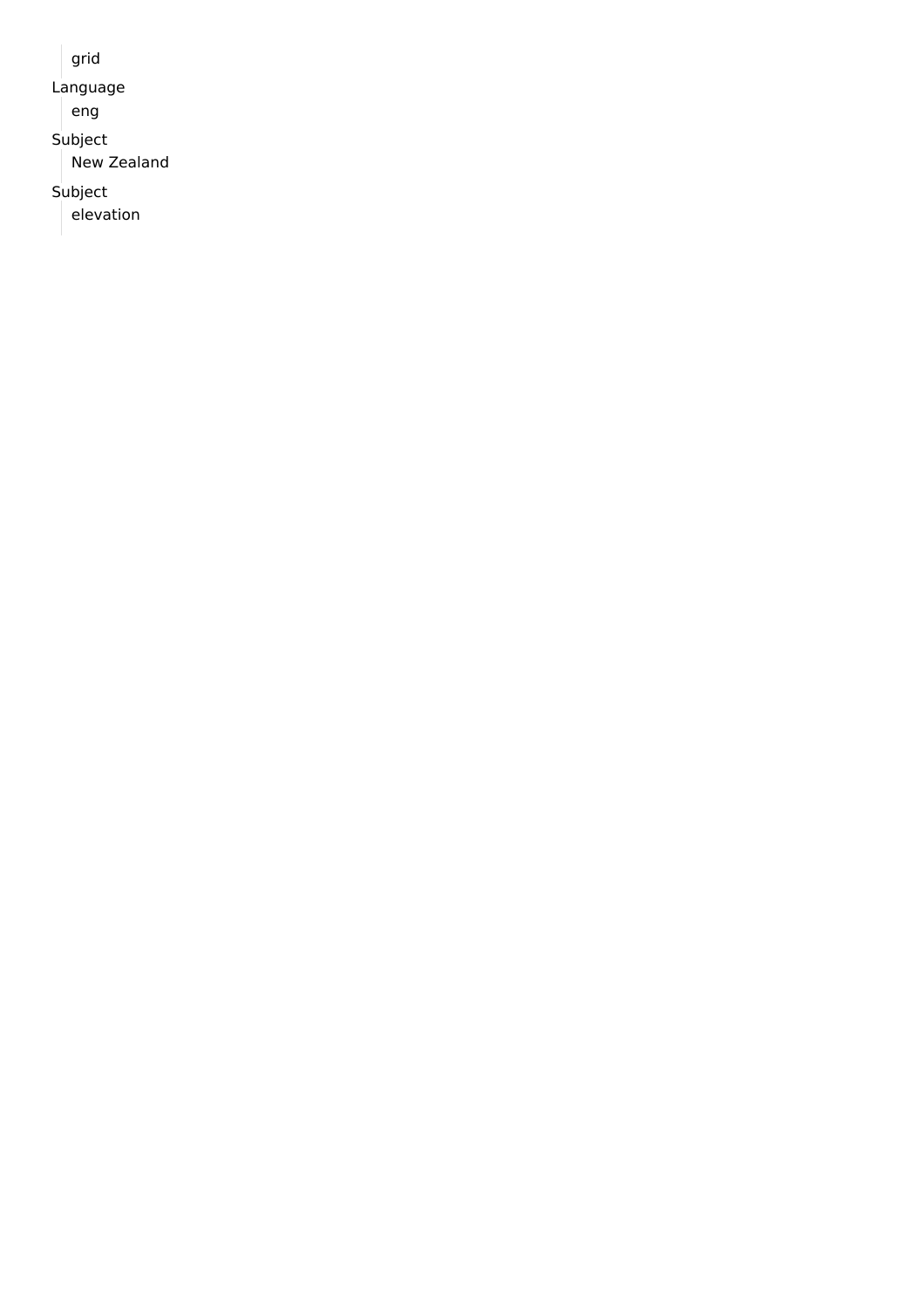grid

Language

eng

Subject

New Zealand

Subject

elevation